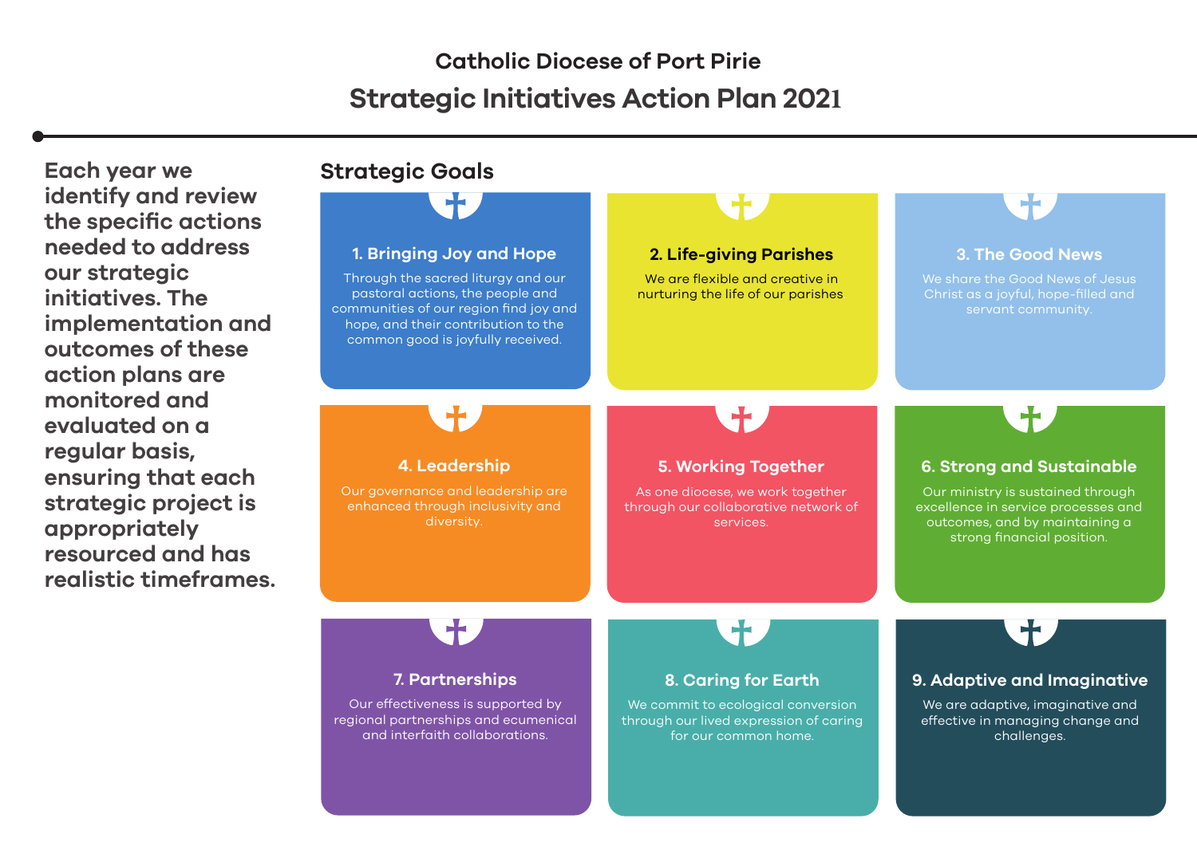# Catholic Diocese of Port Pirie

## Strategic Initiatives Action Plan 2021

**Each year we identify and review the specific actions needed to address our strategic initiatives. The implementation and outcomes of these action plans are monitored and evaluated on a regular basis, ensuring that each strategic project is appropriately resourced and has realistic timeframes.**

## Strategic Goals

### 1. Bringing Joy and Hope

Through the sacred liturgy and our pastoral actions, the people and communities of our region find joy and hope, and their contribution to the common good is joyfully received.

### 2. Life-giving Parishes

We are flexible and creative in nurturing the life of our parishes

### 3. The Good News

We share the Good News of Jesus Christ as a joyful, hope-filled and servant community.

### 4. Leadership

Our governance and leadership are enhanced through inclusivity and diversity.

### 5. Working Together

As one diocese, we work together through our collaborative network of services.

### 6. Strong and Sustainable

Our ministry is sustained through excellence in service processes and outcomes, and by maintaining a strong financial position.

### 7. Partnerships

Our effectiveness is supported by regional partnerships and ecumenical and interfaith collaborations.

### 8. Caring for Earth

We commit to ecological conversion through our lived expression of caring for our common home.

### 9. Adaptive and Imaginative

We are adaptive, imaginative and effective in managing change and challenges.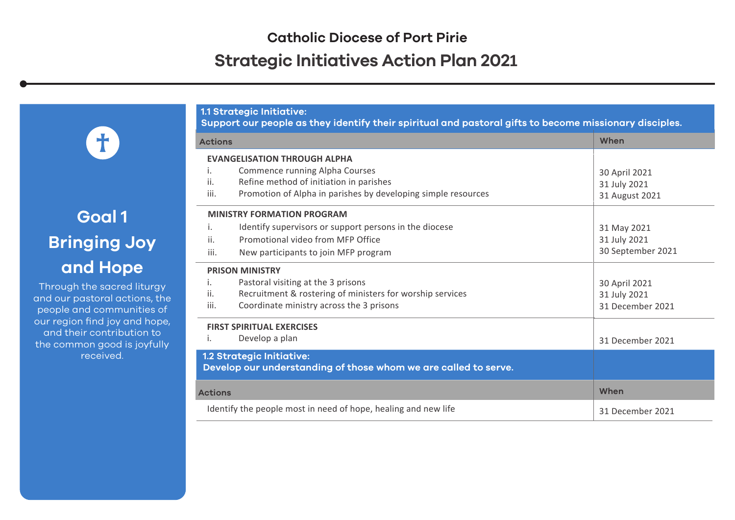# Catholic Diocese of Port Pirie

## Strategic Initiatives Action Plan 2021

## Goal 1 Bringing Joy and Hope

Through the sacred liturgy and our pastoral actions, the people and communities of our region find joy and hope, and their contribution to the common good is joyfully received.

### 1.1 Strategic Initiative: Support our people as they identify their spiritual and pastoral gifts to become missionary disciples.

| Actions | When |
|---|---|
| **EVANGELISATION THROUGH ALPHA** | |
| i. Commence running Alpha Courses | 30 April 2021 |
| ii. Refine method of initiation in parishes | 31 July 2021 |
| iii. Promotion of Alpha in parishes by developing simple resources | 31 August 2021 |
| **MINISTRY FORMATION PROGRAM** | |
| i. Identify supervisors or support persons in the diocese | 31 May 2021 |
| ii. Promotional video from MFP Office | 31 July 2021 |
| iii. New participants to join MFP program | 30 September 2021 |
| **PRISON MINISTRY** | |
| i. Pastoral visiting at the 3 prisons | 30 April 2021 |
| ii. Recruitment & rostering of ministers for worship services | 31 July 2021 |
| iii. Coordinate ministry across the 3 prisons | 31 December 2021 |
| **FIRST SPIRITUAL EXERCISES** | |
| i. Develop a plan | 31 December 2021 |

### 1.2 Strategic Initiative: Develop our understanding of those whom we are called to serve.

| Actions | When |
|---|---|
| Identify the people most in need of hope, healing and new life | 31 December 2021 |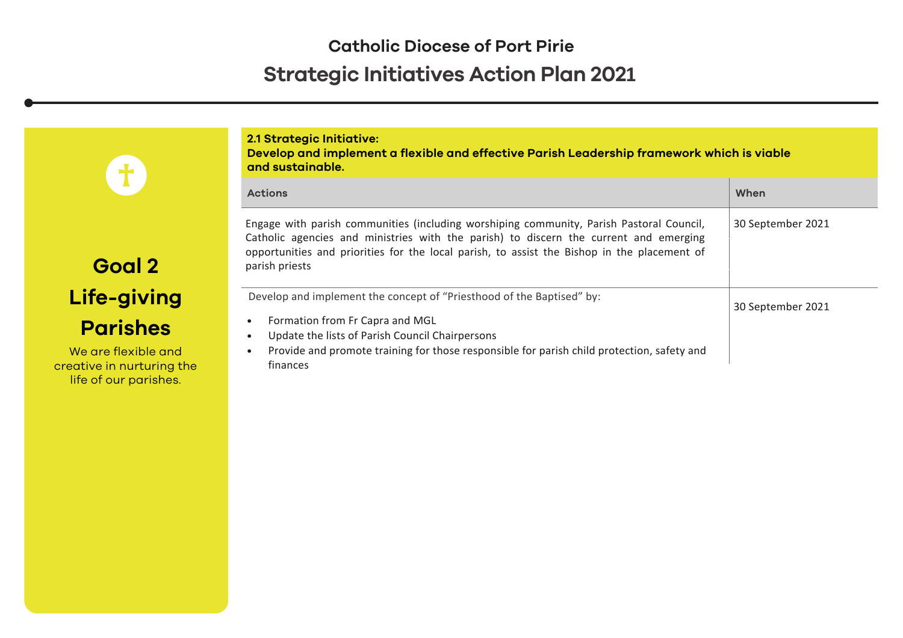# Catholic Diocese of Port Pirie

## Strategic Initiatives Action Plan 2021

## Goal 2

## Life-giving Parishes

We are flexible and creative in nurturing the life of our parishes.

**2.1 Strategic Initiative:**
**Develop and implement a flexible and effective Parish Leadership framework which is viable and sustainable.**

| Actions | When |
|---|---|
| Engage with parish communities (including worshiping community, Parish Pastoral Council, Catholic agencies and ministries with the parish) to discern the current and emerging opportunities and priorities for the local parish, to assist the Bishop in the placement of parish priests | 30 September 2021 |
| Develop and implement the concept of "Priesthood of the Baptised" by:<br>• Formation from Fr Capra and MGL<br>• Update the lists of Parish Council Chairpersons<br>• Provide and promote training for those responsible for parish child protection, safety and finances | 30 September 2021 |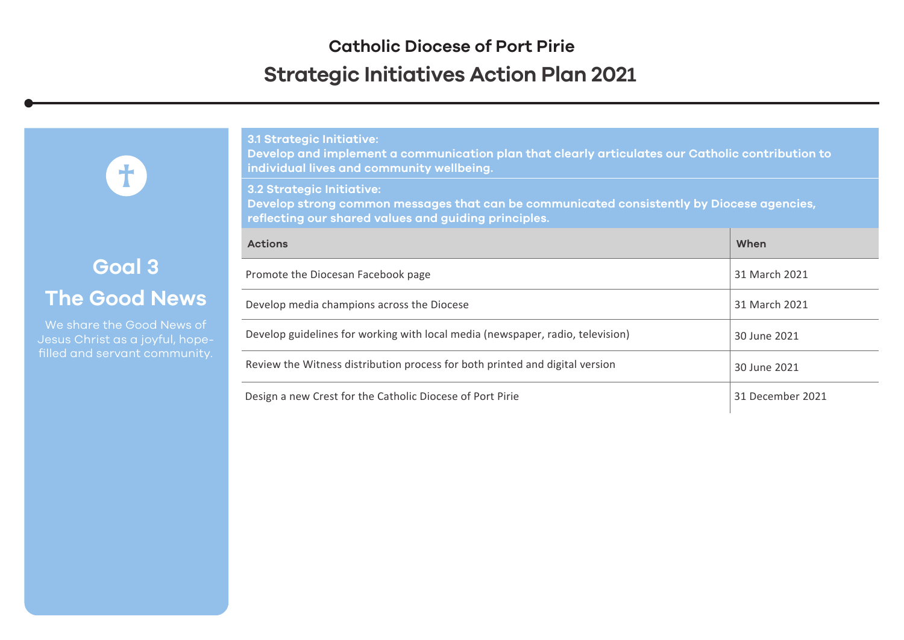# Catholic Diocese of Port Pirie

## Strategic Initiatives Action Plan 2021

## Goal 3

## The Good News

We share the Good News of Jesus Christ as a joyful, hope-filled and servant community.

**3.1 Strategic Initiative:**
**Develop and implement a communication plan that clearly articulates our Catholic contribution to individual lives and community wellbeing.**

**3.2 Strategic Initiative:**
**Develop strong common messages that can be communicated consistently by Diocese agencies, reflecting our shared values and guiding principles.**

| Actions | When |
|---|---|
| Promote the Diocesan Facebook page | 31 March 2021 |
| Develop media champions across the Diocese | 31 March 2021 |
| Develop guidelines for working with local media (newspaper, radio, television) | 30 June 2021 |
| Review the Witness distribution process for both printed and digital version | 30 June 2021 |
| Design a new Crest for the Catholic Diocese of Port Pirie | 31 December 2021 |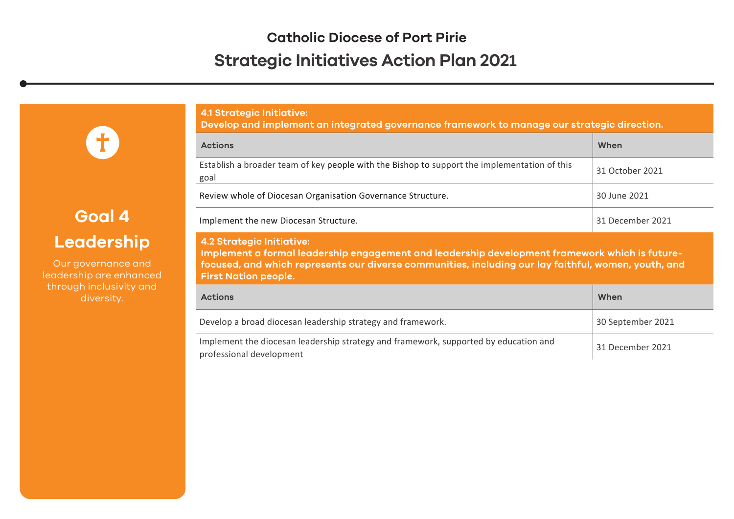# Catholic Diocese of Port Pirie

## Strategic Initiatives Action Plan 2021

## Goal 4 Leadership

Our governance and leadership are enhanced through inclusivity and diversity.

### 4.1 Strategic Initiative:

**Develop and implement an integrated governance framework to manage our strategic direction.**

| Actions | When |
| --- | --- |
| Establish a broader team of key people with the Bishop to support the implementation of this goal | 31 October 2021 |
| Review whole of Diocesan Organisation Governance Structure. | 30 June 2021 |
| Implement the new Diocesan Structure. | 31 December 2021 |

### 4.2 Strategic Initiative:

**Implement a formal leadership engagement and leadership development framework which is future-focused, and which represents our diverse communities, including our lay faithful, women, youth, and First Nation people.**

| Actions | When |
| --- | --- |
| Develop a broad diocesan leadership strategy and framework. | 30 September 2021 |
| Implement the diocesan leadership strategy and framework, supported by education and professional development | 31 December 2021 |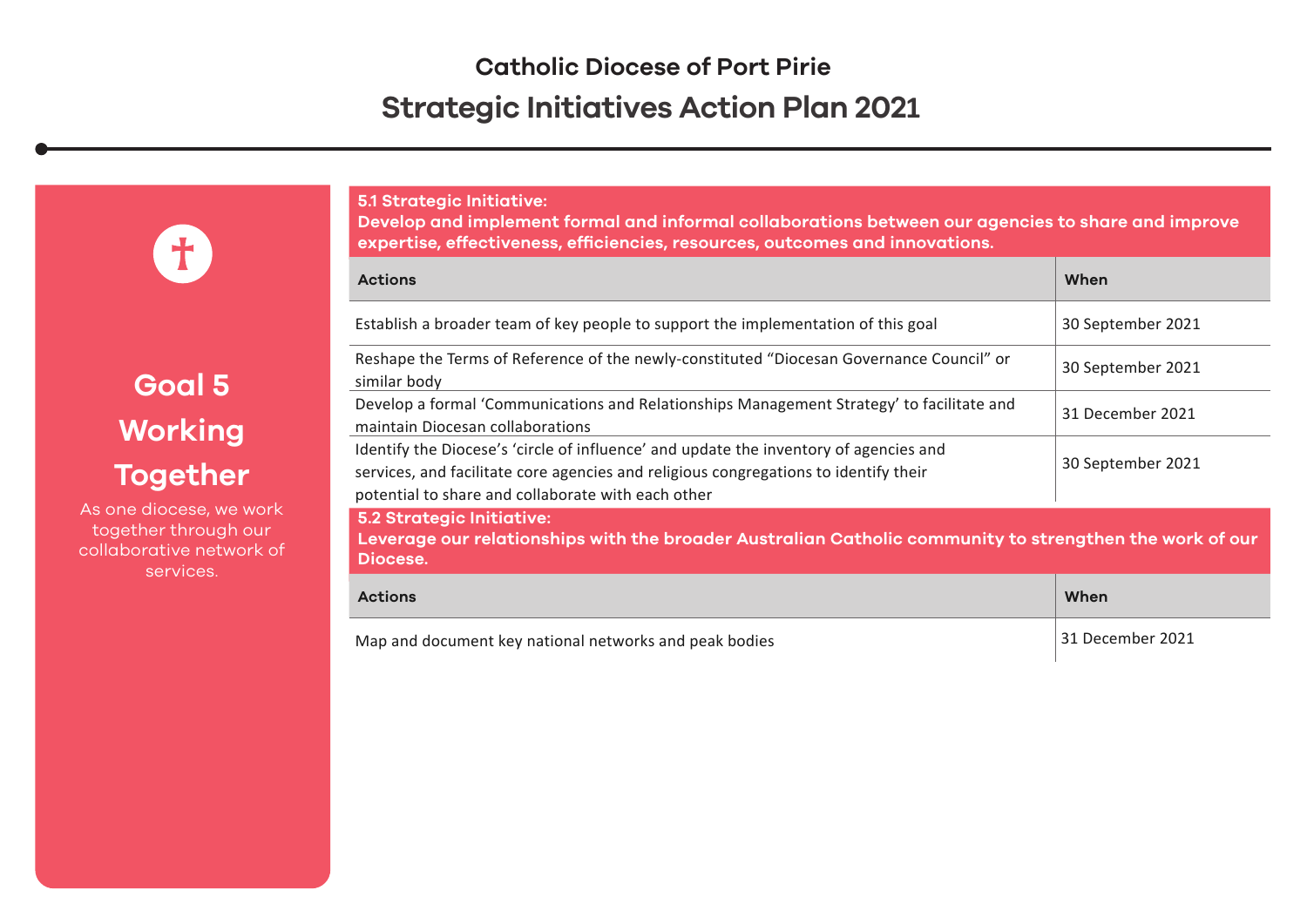# Catholic Diocese of Port Pirie

## Strategic Initiatives Action Plan 2021

## Goal 5 Working Together

As one diocese, we work together through our collaborative network of services.

### 5.1 Strategic Initiative:

**Develop and implement formal and informal collaborations between our agencies to share and improve expertise, effectiveness, efficiencies, resources, outcomes and innovations.**

| Actions | When |
|---|---|
| Establish a broader team of key people to support the implementation of this goal | 30 September 2021 |
| Reshape the Terms of Reference of the newly-constituted "Diocesan Governance Council" or similar body | 30 September 2021 |
| Develop a formal 'Communications and Relationships Management Strategy' to facilitate and maintain Diocesan collaborations | 31 December 2021 |
| Identify the Diocese's 'circle of influence' and update the inventory of agencies and services, and facilitate core agencies and religious congregations to identify their potential to share and collaborate with each other | 30 September 2021 |

### 5.2 Strategic Initiative:

**Leverage our relationships with the broader Australian Catholic community to strengthen the work of our Diocese.**

| Actions | When |
|---|---|
| Map and document key national networks and peak bodies | 31 December 2021 |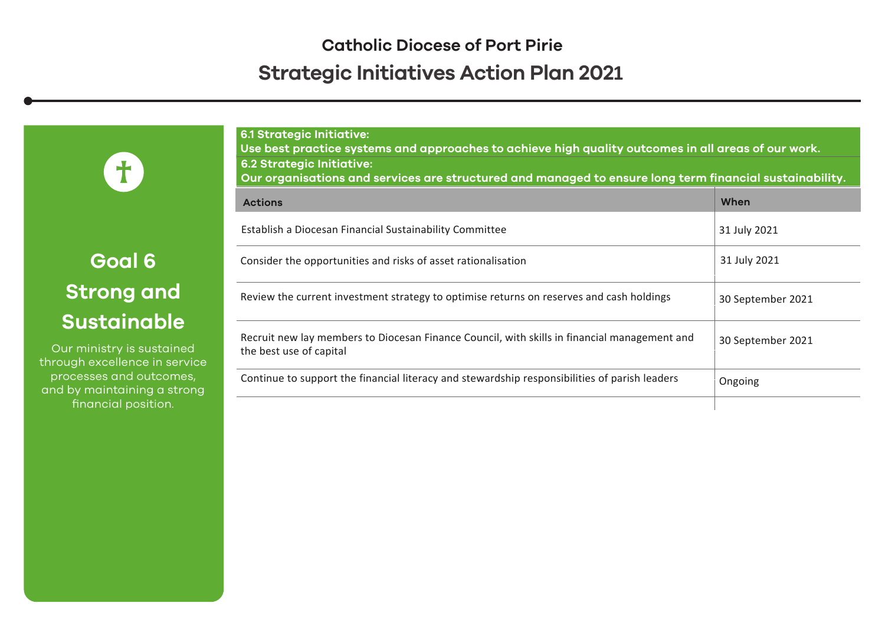# Catholic Diocese of Port Pirie

## Strategic Initiatives Action Plan 2021

## Goal 6 Strong and Sustainable

Our ministry is sustained through excellence in service processes and outcomes, and by maintaining a strong financial position.

**6.1 Strategic Initiative:**
**Use best practice systems and approaches to achieve high quality outcomes in all areas of our work.**

**6.2 Strategic Initiative:**
**Our organisations and services are structured and managed to ensure long term financial sustainability.**

| Actions | When |
| --- | --- |
| Establish a Diocesan Financial Sustainability Committee | 31 July 2021 |
| Consider the opportunities and risks of asset rationalisation | 31 July 2021 |
| Review the current investment strategy to optimise returns on reserves and cash holdings | 30 September 2021 |
| Recruit new lay members to Diocesan Finance Council, with skills in financial management and the best use of capital | 30 September 2021 |
| Continue to support the financial literacy and stewardship responsibilities of parish leaders | Ongoing |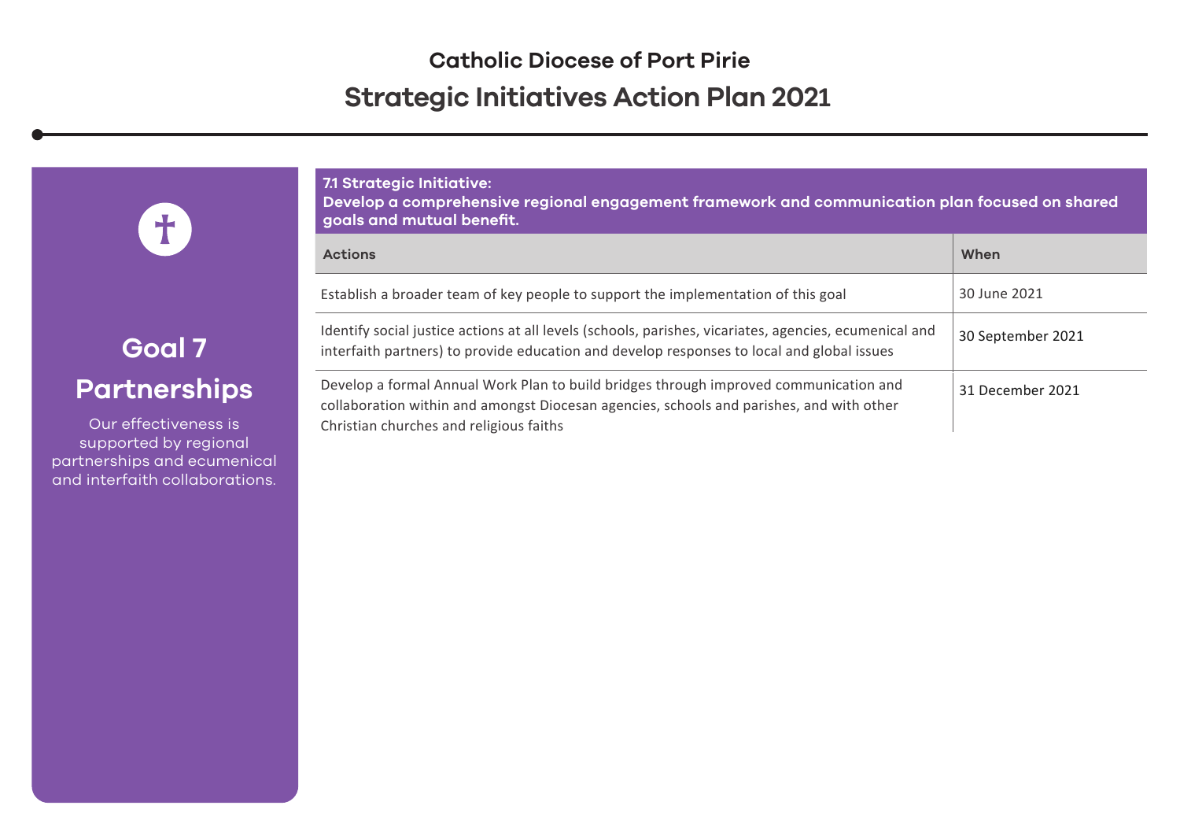# Catholic Diocese of Port Pirie

## Strategic Initiatives Action Plan 2021

## Goal 7

## Partnerships

Our effectiveness is supported by regional partnerships and ecumenical and interfaith collaborations.

**7.1 Strategic Initiative:**
**Develop a comprehensive regional engagement framework and communication plan focused on shared goals and mutual benefit.**

| Actions | When |
|---|---|
| Establish a broader team of key people to support the implementation of this goal | 30 June 2021 |
| Identify social justice actions at all levels (schools, parishes, vicariates, agencies, ecumenical and interfaith partners) to provide education and develop responses to local and global issues | 30 September 2021 |
| Develop a formal Annual Work Plan to build bridges through improved communication and collaboration within and amongst Diocesan agencies, schools and parishes, and with other Christian churches and religious faiths | 31 December 2021 |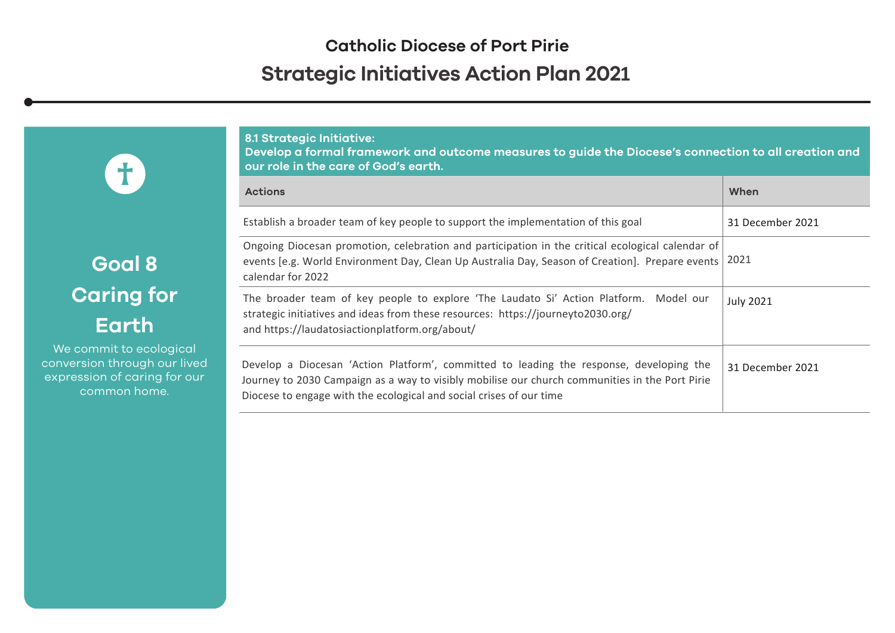# Catholic Diocese of Port Pirie

## Strategic Initiatives Action Plan 2021

## Goal 8 Caring for Earth

We commit to ecological conversion through our lived expression of caring for our common home.

**8.1 Strategic Initiative:**
**Develop a formal framework and outcome measures to guide the Diocese's connection to all creation and our role in the care of God's earth.**

| Actions | When |
|---|---|
| Establish a broader team of key people to support the implementation of this goal | 31 December 2021 |
| Ongoing Diocesan promotion, celebration and participation in the critical ecological calendar of events [e.g. World Environment Day, Clean Up Australia Day, Season of Creation]. Prepare events calendar for 2022 | 2021 |
| The broader team of key people to explore 'The Laudato Si' Action Platform. Model our strategic initiatives and ideas from these resources: https://journeyto2030.org/ and https://laudatosiactionplatform.org/about/ | July 2021 |
| Develop a Diocesan 'Action Platform', committed to leading the response, developing the Journey to 2030 Campaign as a way to visibly mobilise our church communities in the Port Pirie Diocese to engage with the ecological and social crises of our time | 31 December 2021 |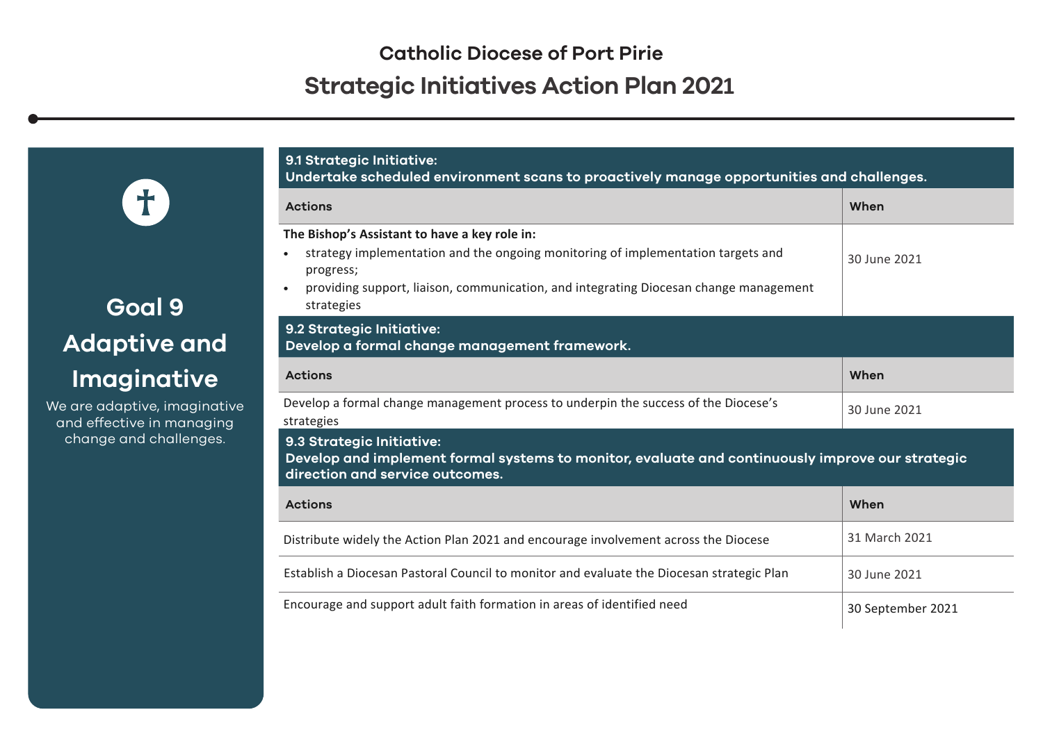# Catholic Diocese of Port Pirie

## Strategic Initiatives Action Plan 2021

## Goal 9 Adaptive and Imaginative

We are adaptive, imaginative and effective in managing change and challenges.

### 9.1 Strategic Initiative:
**Undertake scheduled environment scans to proactively manage opportunities and challenges.**

| Actions | When |
|---|---|
| **The Bishop's Assistant to have a key role in:**<br>• strategy implementation and the ongoing monitoring of implementation targets and progress;<br>• providing support, liaison, communication, and integrating Diocesan change management strategies | 30 June 2021 |

### 9.2 Strategic Initiative:
**Develop a formal change management framework.**

| Actions | When |
|---|---|
| Develop a formal change management process to underpin the success of the Diocese's strategies | 30 June 2021 |

### 9.3 Strategic Initiative:
**Develop and implement formal systems to monitor, evaluate and continuously improve our strategic direction and service outcomes.**

| Actions | When |
|---|---|
| Distribute widely the Action Plan 2021 and encourage involvement across the Diocese | 31 March 2021 |
| Establish a Diocesan Pastoral Council to monitor and evaluate the Diocesan strategic Plan | 30 June 2021 |
| Encourage and support adult faith formation in areas of identified need | 30 September 2021 |